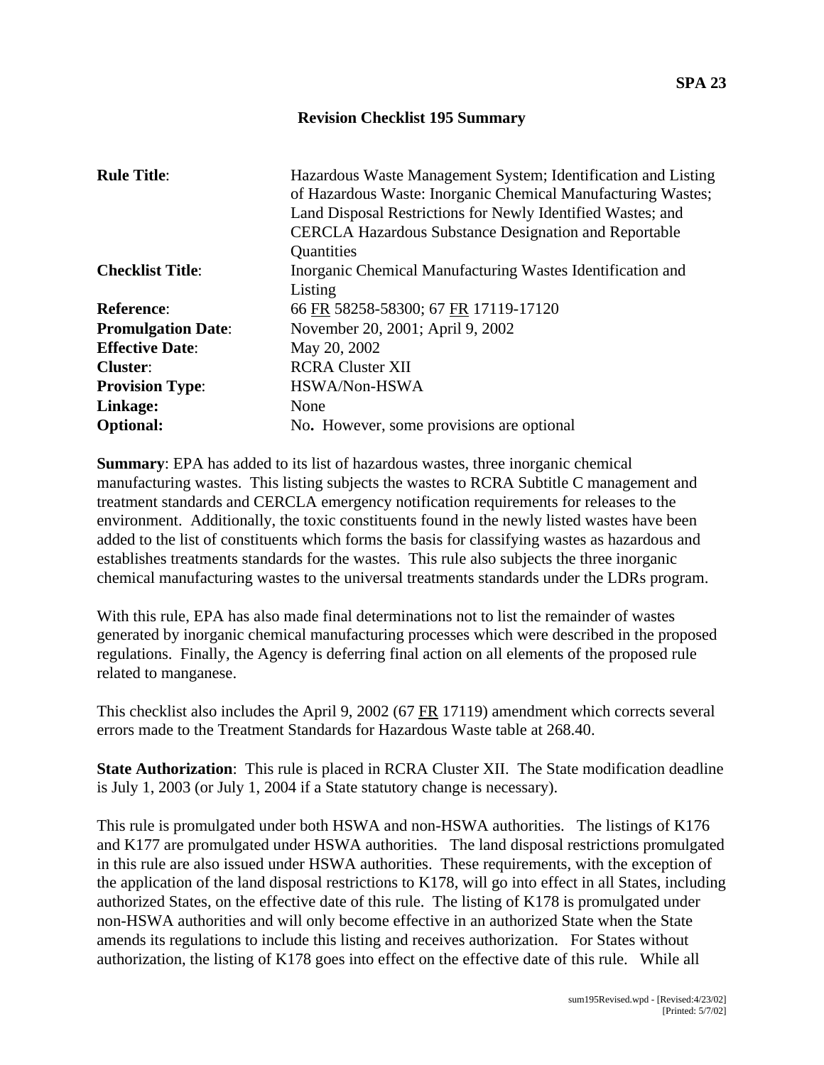**SPA 23**

# Revision Checklist 195 Summary

| | |
|---|---|
| **Rule Title**: | Hazardous Waste Management System; Identification and Listing of Hazardous Waste: Inorganic Chemical Manufacturing Wastes; Land Disposal Restrictions for Newly Identified Wastes; and CERCLA Hazardous Substance Designation and Reportable Quantities |
| **Checklist Title**: | Inorganic Chemical Manufacturing Wastes Identification and Listing |
| **Reference**: | 66 FR 58258-58300; 67 FR 17119-17120 |
| **Promulgation Date**: | November 20, 2001; April 9, 2002 |
| **Effective Date**: | May 20, 2002 |
| **Cluster**: | RCRA Cluster XII |
| **Provision Type**: | HSWA/Non-HSWA |
| **Linkage:** | None |
| **Optional:** | No**.** However, some provisions are optional |

**Summary**: EPA has added to its list of hazardous wastes, three inorganic chemical manufacturing wastes. This listing subjects the wastes to RCRA Subtitle C management and treatment standards and CERCLA emergency notification requirements for releases to the environment. Additionally, the toxic constituents found in the newly listed wastes have been added to the list of constituents which forms the basis for classifying wastes as hazardous and establishes treatments standards for the wastes. This rule also subjects the three inorganic chemical manufacturing wastes to the universal treatments standards under the LDRs program.

With this rule, EPA has also made final determinations not to list the remainder of wastes generated by inorganic chemical manufacturing processes which were described in the proposed regulations. Finally, the Agency is deferring final action on all elements of the proposed rule related to manganese.

This checklist also includes the April 9, 2002 (67 FR 17119) amendment which corrects several errors made to the Treatment Standards for Hazardous Waste table at 268.40.

**State Authorization**: This rule is placed in RCRA Cluster XII. The State modification deadline is July 1, 2003 (or July 1, 2004 if a State statutory change is necessary).

This rule is promulgated under both HSWA and non-HSWA authorities. The listings of K176 and K177 are promulgated under HSWA authorities. The land disposal restrictions promulgated in this rule are also issued under HSWA authorities. These requirements, with the exception of the application of the land disposal restrictions to K178, will go into effect in all States, including authorized States, on the effective date of this rule. The listing of K178 is promulgated under non-HSWA authorities and will only become effective in an authorized State when the State amends its regulations to include this listing and receives authorization. For States without authorization, the listing of K178 goes into effect on the effective date of this rule. While all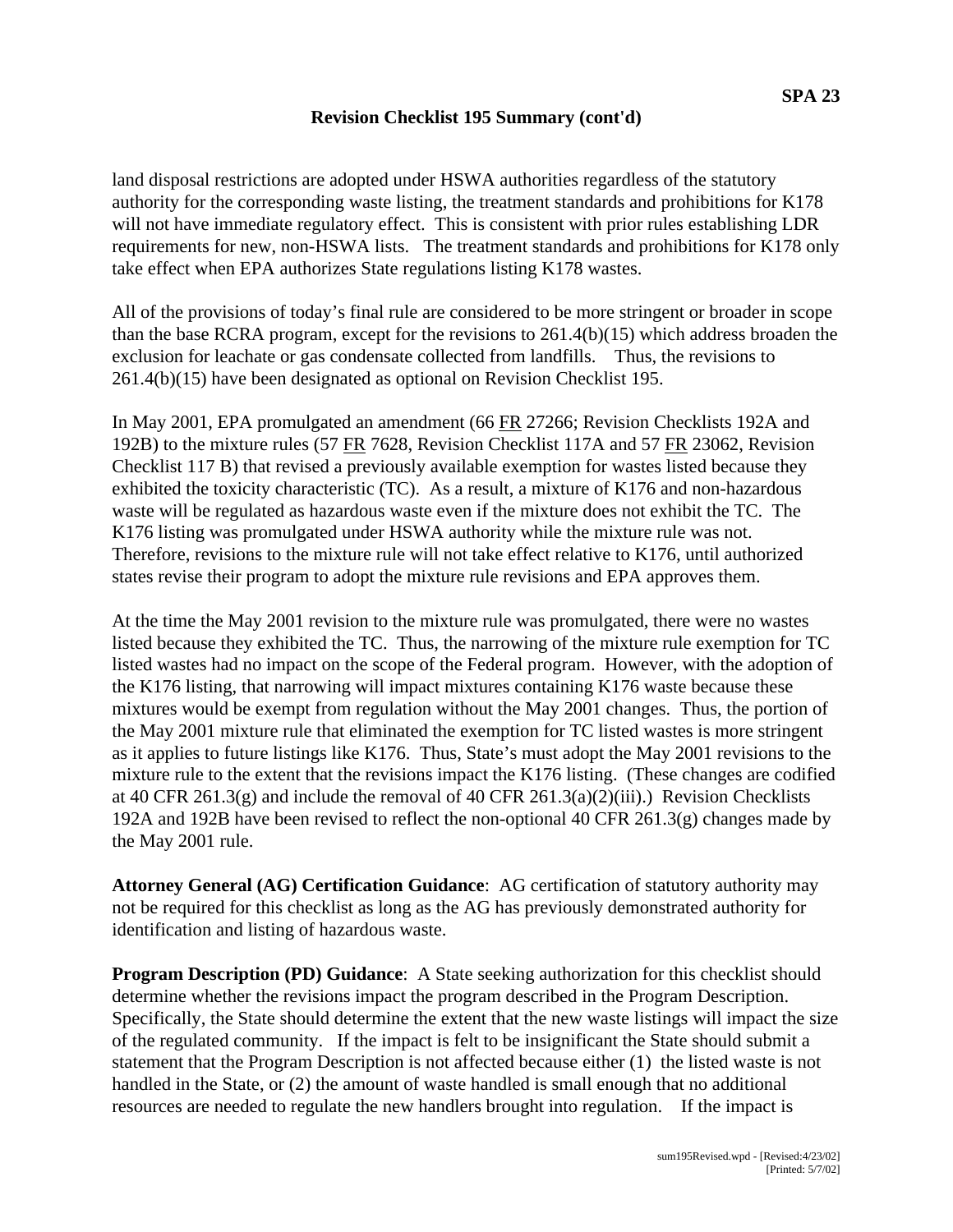## Revision Checklist 195 Summary (cont'd)

land disposal restrictions are adopted under HSWA authorities regardless of the statutory authority for the corresponding waste listing, the treatment standards and prohibitions for K178 will not have immediate regulatory effect. This is consistent with prior rules establishing LDR requirements for new, non-HSWA lists. The treatment standards and prohibitions for K178 only take effect when EPA authorizes State regulations listing K178 wastes.

All of the provisions of today's final rule are considered to be more stringent or broader in scope than the base RCRA program, except for the revisions to 261.4(b)(15) which address broaden the exclusion for leachate or gas condensate collected from landfills. Thus, the revisions to 261.4(b)(15) have been designated as optional on Revision Checklist 195.

In May 2001, EPA promulgated an amendment (66 FR 27266; Revision Checklists 192A and 192B) to the mixture rules (57 FR 7628, Revision Checklist 117A and 57 FR 23062, Revision Checklist 117 B) that revised a previously available exemption for wastes listed because they exhibited the toxicity characteristic (TC). As a result, a mixture of K176 and non-hazardous waste will be regulated as hazardous waste even if the mixture does not exhibit the TC. The K176 listing was promulgated under HSWA authority while the mixture rule was not. Therefore, revisions to the mixture rule will not take effect relative to K176, until authorized states revise their program to adopt the mixture rule revisions and EPA approves them.

At the time the May 2001 revision to the mixture rule was promulgated, there were no wastes listed because they exhibited the TC. Thus, the narrowing of the mixture rule exemption for TC listed wastes had no impact on the scope of the Federal program. However, with the adoption of the K176 listing, that narrowing will impact mixtures containing K176 waste because these mixtures would be exempt from regulation without the May 2001 changes. Thus, the portion of the May 2001 mixture rule that eliminated the exemption for TC listed wastes is more stringent as it applies to future listings like K176. Thus, State's must adopt the May 2001 revisions to the mixture rule to the extent that the revisions impact the K176 listing. (These changes are codified at 40 CFR 261.3(g) and include the removal of 40 CFR 261.3(a)(2)(iii).) Revision Checklists 192A and 192B have been revised to reflect the non-optional 40 CFR 261.3(g) changes made by the May 2001 rule.

**Attorney General (AG) Certification Guidance**: AG certification of statutory authority may not be required for this checklist as long as the AG has previously demonstrated authority for identification and listing of hazardous waste.

**Program Description (PD) Guidance**: A State seeking authorization for this checklist should determine whether the revisions impact the program described in the Program Description. Specifically, the State should determine the extent that the new waste listings will impact the size of the regulated community. If the impact is felt to be insignificant the State should submit a statement that the Program Description is not affected because either (1) the listed waste is not handled in the State, or (2) the amount of waste handled is small enough that no additional resources are needed to regulate the new handlers brought into regulation. If the impact is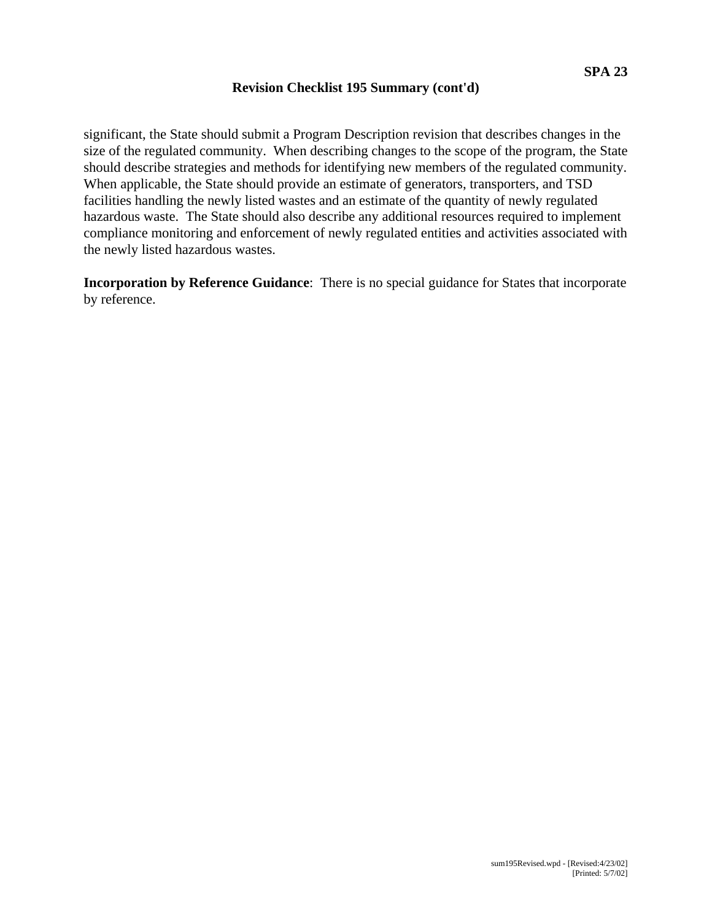significant, the State should submit a Program Description revision that describes changes in the size of the regulated community. When describing changes to the scope of the program, the State should describe strategies and methods for identifying new members of the regulated community. When applicable, the State should provide an estimate of generators, transporters, and TSD facilities handling the newly listed wastes and an estimate of the quantity of newly regulated hazardous waste. The State should also describe any additional resources required to implement compliance monitoring and enforcement of newly regulated entities and activities associated with the newly listed hazardous wastes.

**Incorporation by Reference Guidance**: There is no special guidance for States that incorporate by reference.